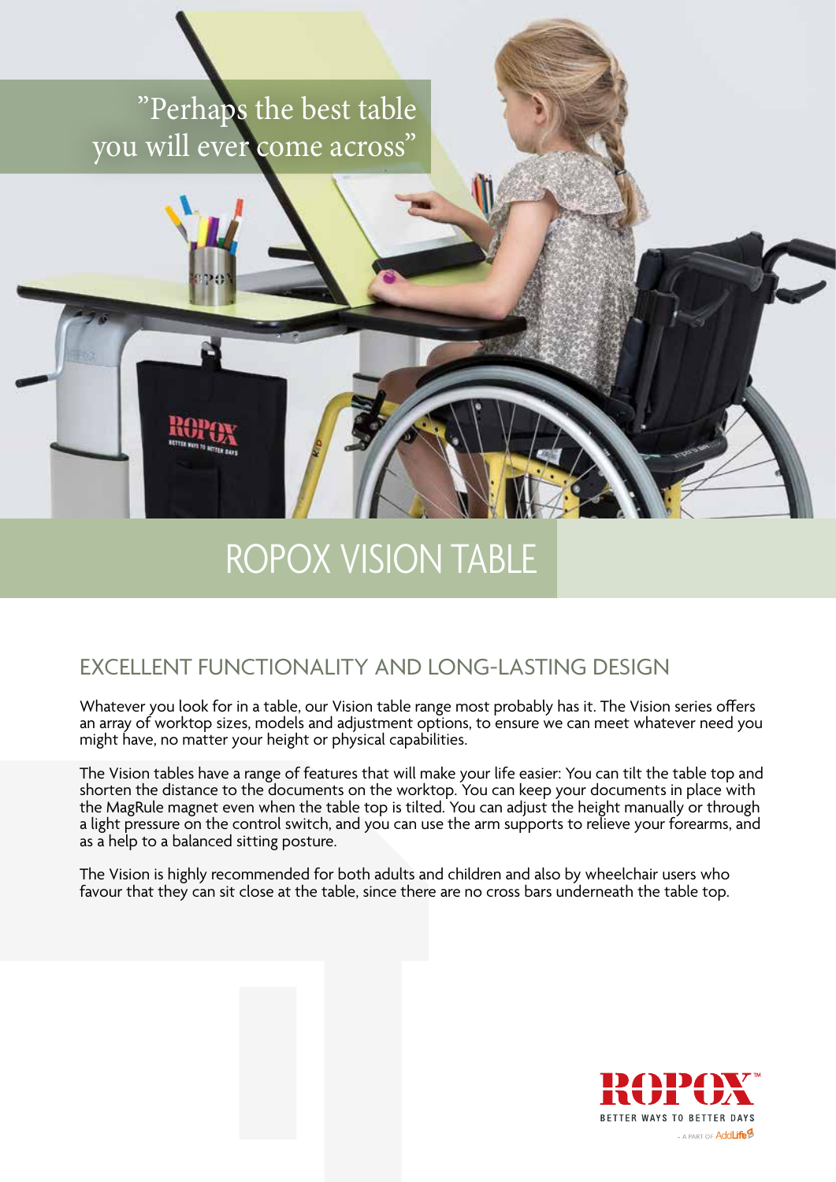”Perhaps the best table you will ever come across”

# ROPOX VISION TABLE

## EXCELLENT FUNCTIONALITY AND LONG-LASTING DESIGN

Whatever you look for in a table, our Vision table range most probably has it. The Vision series offers an array of worktop sizes, models and adjustment options, to ensure we can meet whatever need you might have, no matter your height or physical capabilities.

The Vision tables have a range of features that will make your life easier: You can tilt the table top and shorten the distance to the documents on the worktop. You can keep your documents in place with the MagRule magnet even when the table top is tilted. You can adjust the height manually or through a light pressure on the control switch, and you can use the arm supports to relieve your forearms, and as a help to a balanced sitting posture.

The Vision is highly recommended for both adults and children and also by wheelchair users who favour that they can sit close at the table, since there are no cross bars underneath the table top.

ROPOX™
BETTER WAYS TO BETTER DAYS
- A PART OF AddLife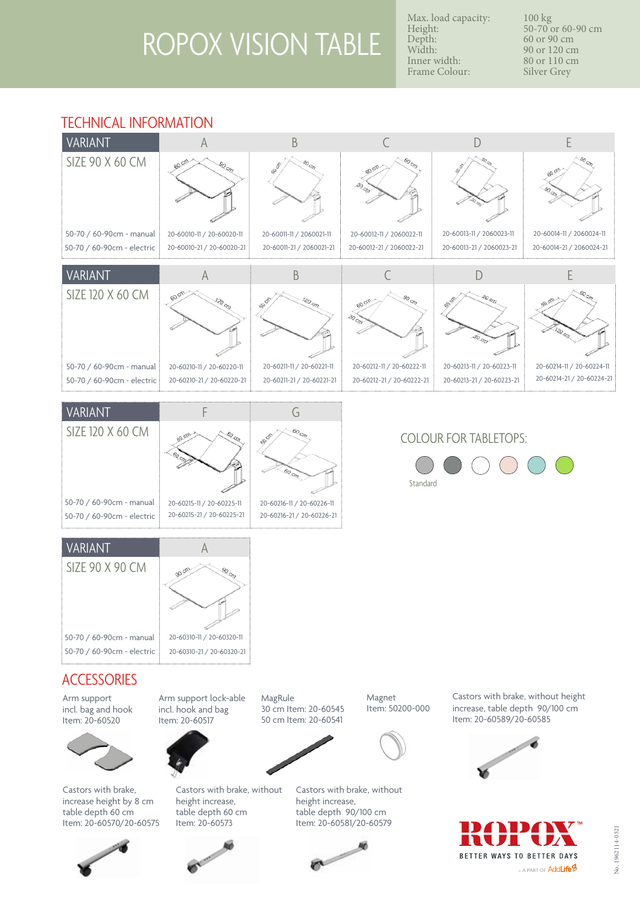# ROPOX VISION TABLE

| | |
|---|---|
| Max. load capacity: | 100 kg |
| Height: | 50-70 or 60-90 cm |
| Depth: | 60 or 90 cm |
| Width: | 90 or 120 cm |
| Inner width: | 80 or 110 cm |
| Frame Colour: | Silver Grey |

## TECHNICAL INFORMATION

| VARIANT | A | B | C | D | E |
|---|---|---|---|---|---|
| SIZE 90 X 60 CM | | | | | |
| 50-70 / 60-90cm - manual | 20-60010-11 / 20-60020-11 | 20-60011-11 / 2060021-11 | 20-60012-11 / 2060022-11 | 20-60013-11 / 2060023-11 | 20-60014-11 / 2060024-11 |
| 50-70 / 60-90cm - electric | 20-60010-21 / 20-60020-21 | 20-60011-21 / 2060021-21 | 20-60012-21 / 2060022-21 | 20-60013-21 / 2060023-21 | 20-60014-21 / 2060024-21 |

| VARIANT | A | B | C | D | E |
|---|---|---|---|---|---|
| SIZE 120 X 60 CM | | | | | |
| 50-70 / 60-90cm - manual | 20-60210-11 / 20-60220-11 | 20-60211-11 / 20-60221-11 | 20-60212-11 / 20-60222-11 | 20-60213-11 / 20-60223-11 | 20-60214-11 / 20-60224-11 |
| 50-70 / 60-90cm - electric | 20-60210-21 / 20-60220-21 | 20-60211-21 / 20-60221-21 | 20-60212-21 / 20-60222-21 | 20-60213-21 / 20-60223-21 | 20-60214-21 / 20-60224-21 |

| VARIANT | F | G |
|---|---|---|
| SIZE 120 X 60 CM | | |
| 50-70 / 60-90cm - manual | 20-60215-11 / 20-60225-11 | 20-60216-11 / 20-60226-11 |
| 50-70 / 60-90cm - electric | 20-60215-21 / 20-60225-21 | 20-60216-21 / 20-60226-21 |

| VARIANT | A |
|---|---|
| SIZE 90 X 90 CM | |
| 50-70 / 60-90cm - manual | 20-60310-11 / 20-60320-11 |
| 50-70 / 60-90cm - electric | 20-60310-21 / 20-60320-21 |

COLOUR FOR TABLETOPS:

Standard

## ACCESSORIES

Arm support incl. bag and hook
Item: 20-60520

Arm support lock-able incl. hook and bag
Item: 20-60517

MagRule
30 cm Item: 20-60545
50 cm Item: 20-60541

Magnet
Item: 50200-000

Castors with brake, without height increase, table depth 90/100 cm
Item: 20-60589/20-60585

Castors with brake, increase height by 8 cm table depth 60 cm
Item: 20-60570/20-60575

Castors with brake, without height increase, table depth 60 cm
Item: 20-60573

Castors with brake, without height increase, table depth 90/100 cm
Item: 20-60581/20-60579

ROPOX™
BETTER WAYS TO BETTER DAYS
- A PART OF AddLife

No. 1962114-0321